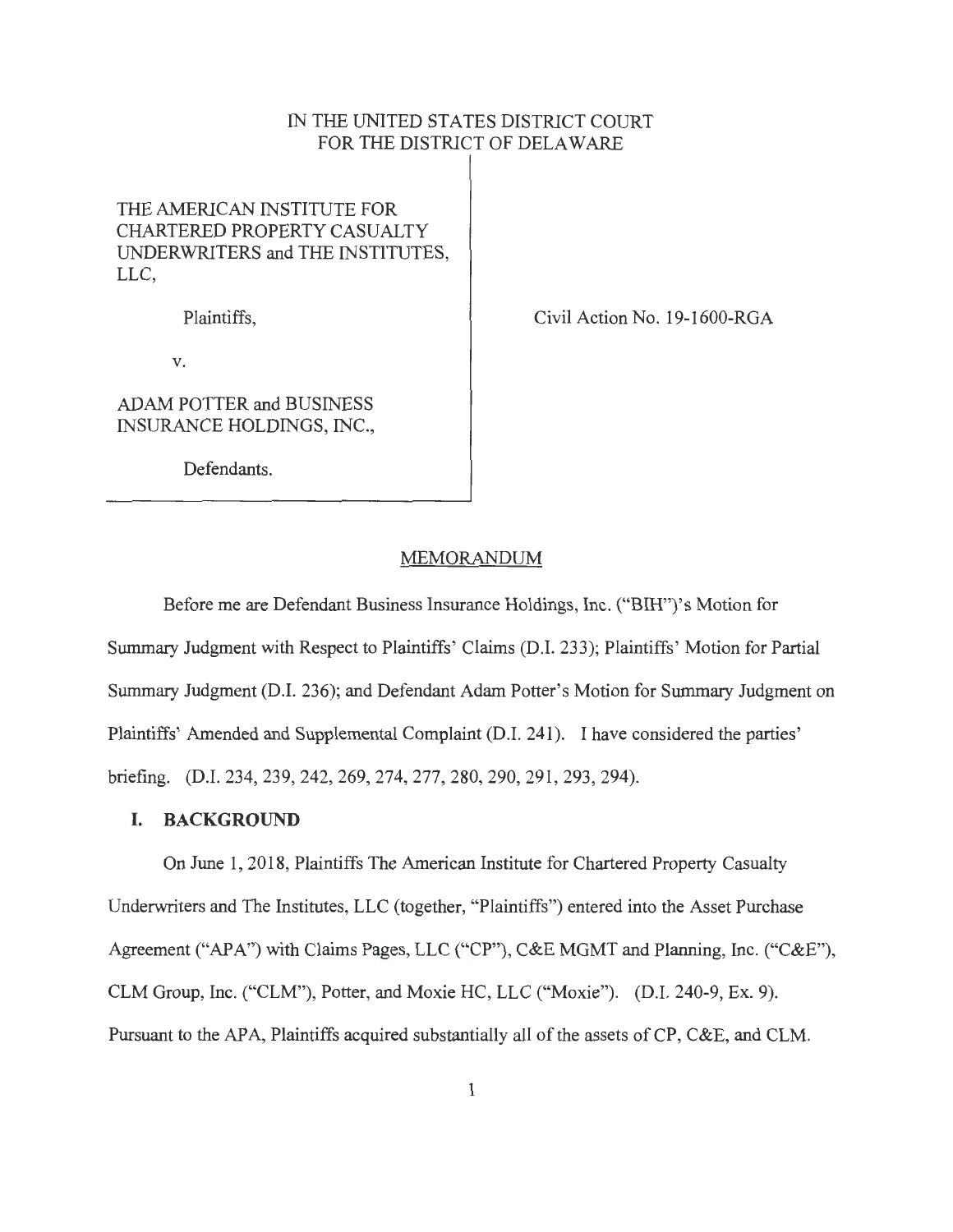IN THE UNITED STATES DISTRICT COURT
FOR THE DISTRICT OF DELAWARE

THE AMERICAN INSTITUTE FOR CHARTERED PROPERTY CASUALTY UNDERWRITERS and THE INSTITUTES, LLC,

Plaintiffs,

v.

ADAM POTTER and BUSINESS INSURANCE HOLDINGS, INC.,

Defendants.

Civil Action No. 19-1600-RGA

## MEMORANDUM

Before me are Defendant Business Insurance Holdings, Inc. ("BIH")'s Motion for Summary Judgment with Respect to Plaintiffs' Claims (D.I. 233); Plaintiffs' Motion for Partial Summary Judgment (D.I. 236); and Defendant Adam Potter's Motion for Summary Judgment on Plaintiffs' Amended and Supplemental Complaint (D.I. 241). I have considered the parties' briefing. (D.I. 234, 239, 242, 269, 274, 277, 280, 290, 291, 293, 294).

### I. BACKGROUND

On June 1, 2018, Plaintiffs The American Institute for Chartered Property Casualty Underwriters and The Institutes, LLC (together, "Plaintiffs") entered into the Asset Purchase Agreement ("APA") with Claims Pages, LLC ("CP"), C&E MGMT and Planning, Inc. ("C&E"), CLM Group, Inc. ("CLM"), Potter, and Moxie HC, LLC ("Moxie"). (D.I. 240-9, Ex. 9). Pursuant to the APA, Plaintiffs acquired substantially all of the assets of CP, C&E, and CLM.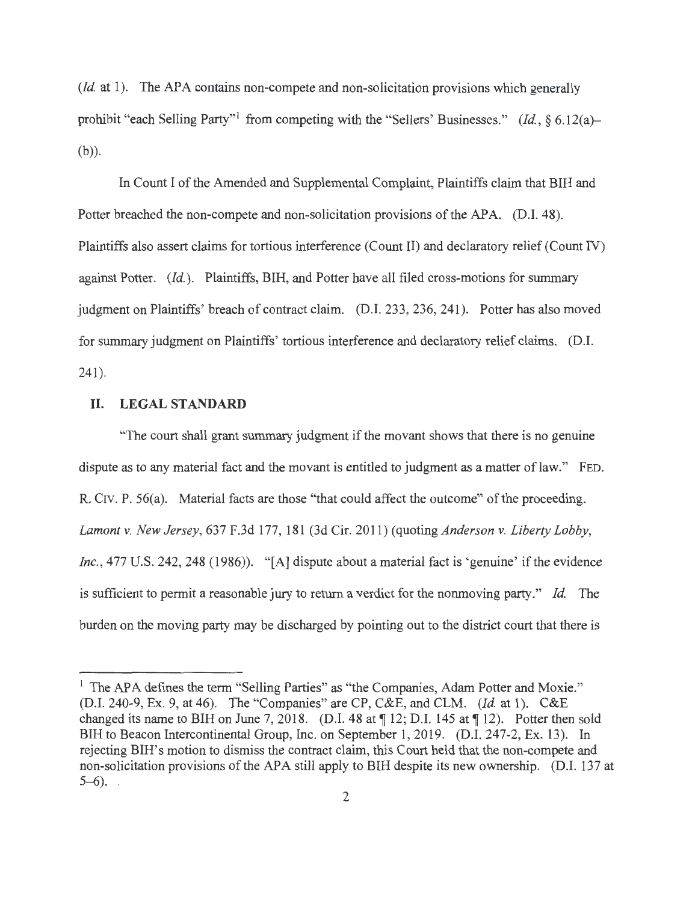(*Id.* at 1). The APA contains non-compete and non-solicitation provisions which generally prohibit "each Selling Party"[1] from competing with the "Sellers' Businesses." (*Id.*, § 6.12(a)–(b)).

In Count I of the Amended and Supplemental Complaint, Plaintiffs claim that BIH and Potter breached the non-compete and non-solicitation provisions of the APA. (D.I. 48). Plaintiffs also assert claims for tortious interference (Count II) and declaratory relief (Count IV) against Potter. (*Id.*). Plaintiffs, BIH, and Potter have all filed cross-motions for summary judgment on Plaintiffs' breach of contract claim. (D.I. 233, 236, 241). Potter has also moved for summary judgment on Plaintiffs' tortious interference and declaratory relief claims. (D.I. 241).

## II. LEGAL STANDARD

"The court shall grant summary judgment if the movant shows that there is no genuine dispute as to any material fact and the movant is entitled to judgment as a matter of law." FED. R. CIV. P. 56(a). Material facts are those "that could affect the outcome" of the proceeding. *Lamont v. New Jersey*, 637 F.3d 177, 181 (3d Cir. 2011) (quoting *Anderson v. Liberty Lobby, Inc.*, 477 U.S. 242, 248 (1986)). "[A] dispute about a material fact is 'genuine' if the evidence is sufficient to permit a reasonable jury to return a verdict for the nonmoving party." *Id.* The burden on the moving party may be discharged by pointing out to the district court that there is

[1] The APA defines the term "Selling Parties" as "the Companies, Adam Potter and Moxie." (D.I. 240-9, Ex. 9, at 46). The "Companies" are CP, C&E, and CLM. (*Id.* at 1). C&E changed its name to BIH on June 7, 2018. (D.I. 48 at ¶ 12; D.I. 145 at ¶ 12). Potter then sold BIH to Beacon Intercontinental Group, Inc. on September 1, 2019. (D.I. 247-2, Ex. 13). In rejecting BIH's motion to dismiss the contract claim, this Court held that the non-compete and non-solicitation provisions of the APA still apply to BIH despite its new ownership. (D.I. 137 at 5–6).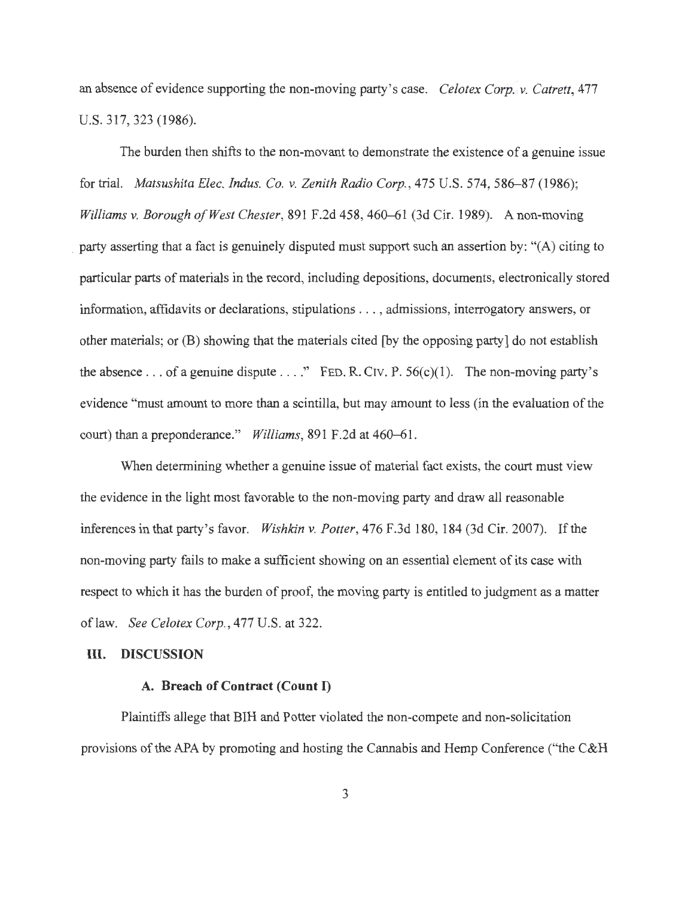an absence of evidence supporting the non-moving party's case. *Celotex Corp. v. Catrett*, 477 U.S. 317, 323 (1986).

The burden then shifts to the non-movant to demonstrate the existence of a genuine issue for trial. *Matsushita Elec. Indus. Co. v. Zenith Radio Corp.*, 475 U.S. 574, 586–87 (1986); *Williams v. Borough of West Chester*, 891 F.2d 458, 460–61 (3d Cir. 1989). A non-moving party asserting that a fact is genuinely disputed must support such an assertion by: "(A) citing to particular parts of materials in the record, including depositions, documents, electronically stored information, affidavits or declarations, stipulations . . . , admissions, interrogatory answers, or other materials; or (B) showing that the materials cited [by the opposing party] do not establish the absence . . . of a genuine dispute . . . ." FED. R. CIV. P. 56(c)(1). The non-moving party's evidence "must amount to more than a scintilla, but may amount to less (in the evaluation of the court) than a preponderance." *Williams*, 891 F.2d at 460–61.

When determining whether a genuine issue of material fact exists, the court must view the evidence in the light most favorable to the non-moving party and draw all reasonable inferences in that party's favor. *Wishkin v. Potter*, 476 F.3d 180, 184 (3d Cir. 2007). If the non-moving party fails to make a sufficient showing on an essential element of its case with respect to which it has the burden of proof, the moving party is entitled to judgment as a matter of law. *See Celotex Corp.*, 477 U.S. at 322.

## III. DISCUSSION

### A. Breach of Contract (Count I)

Plaintiffs allege that BIH and Potter violated the non-compete and non-solicitation provisions of the APA by promoting and hosting the Cannabis and Hemp Conference ("the C&H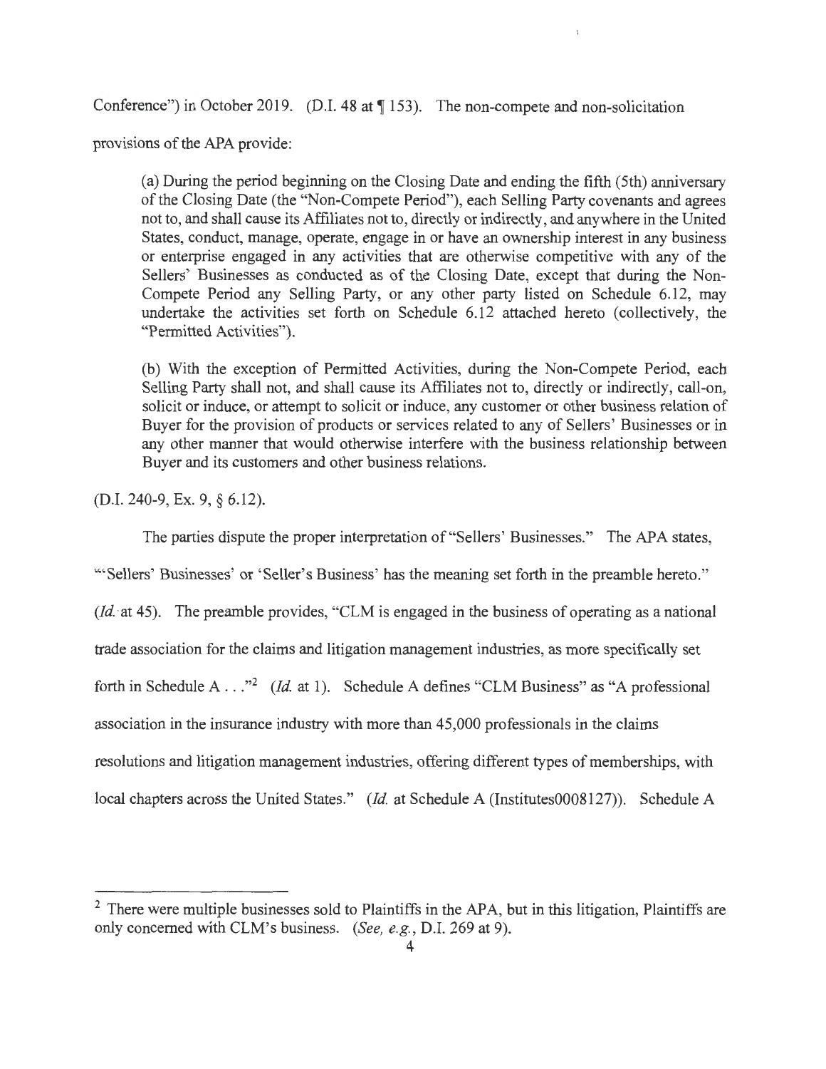Conference") in October 2019. (D.I. 48 at ¶ 153). The non-compete and non-solicitation provisions of the APA provide:

> (a) During the period beginning on the Closing Date and ending the fifth (5th) anniversary of the Closing Date (the "Non-Compete Period"), each Selling Party covenants and agrees not to, and shall cause its Affiliates not to, directly or indirectly, and anywhere in the United States, conduct, manage, operate, engage in or have an ownership interest in any business or enterprise engaged in any activities that are otherwise competitive with any of the Sellers' Businesses as conducted as of the Closing Date, except that during the Non-Compete Period any Selling Party, or any other party listed on Schedule 6.12, may undertake the activities set forth on Schedule 6.12 attached hereto (collectively, the "Permitted Activities").
>
> (b) With the exception of Permitted Activities, during the Non-Compete Period, each Selling Party shall not, and shall cause its Affiliates not to, directly or indirectly, call-on, solicit or induce, or attempt to solicit or induce, any customer or other business relation of Buyer for the provision of products or services related to any of Sellers' Businesses or in any other manner that would otherwise interfere with the business relationship between Buyer and its customers and other business relations.

(D.I. 240-9, Ex. 9, § 6.12).

The parties dispute the proper interpretation of "Sellers' Businesses." The APA states, "'Sellers' Businesses' or 'Seller's Business' has the meaning set forth in the preamble hereto." (*Id.* at 45). The preamble provides, "CLM is engaged in the business of operating as a national trade association for the claims and litigation management industries, as more specifically set forth in Schedule A . . ."[2] (*Id.* at 1). Schedule A defines "CLM Business" as "A professional association in the insurance industry with more than 45,000 professionals in the claims resolutions and litigation management industries, offering different types of memberships, with local chapters across the United States." (*Id.* at Schedule A (Institutes0008127)). Schedule A

---

[2] There were multiple businesses sold to Plaintiffs in the APA, but in this litigation, Plaintiffs are only concerned with CLM's business. (*See, e.g.*, D.I. 269 at 9).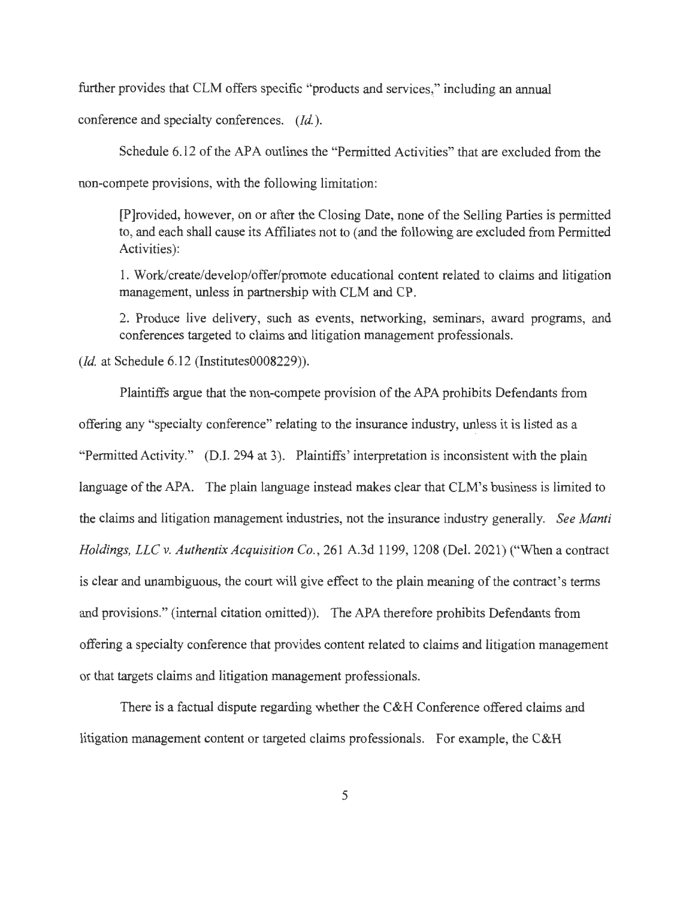further provides that CLM offers specific "products and services," including an annual conference and specialty conferences. (*Id.*).

Schedule 6.12 of the APA outlines the "Permitted Activities" that are excluded from the non-compete provisions, with the following limitation:

> [P]rovided, however, on or after the Closing Date, none of the Selling Parties is permitted to, and each shall cause its Affiliates not to (and the following are excluded from Permitted Activities):
>
> 1. Work/create/develop/offer/promote educational content related to claims and litigation management, unless in partnership with CLM and CP.
>
> 2. Produce live delivery, such as events, networking, seminars, award programs, and conferences targeted to claims and litigation management professionals.

(*Id.* at Schedule 6.12 (Institutes0008229)).

Plaintiffs argue that the non-compete provision of the APA prohibits Defendants from offering any "specialty conference" relating to the insurance industry, unless it is listed as a "Permitted Activity." (D.I. 294 at 3). Plaintiffs' interpretation is inconsistent with the plain language of the APA. The plain language instead makes clear that CLM's business is limited to the claims and litigation management industries, not the insurance industry generally. *See Manti Holdings, LLC v. Authentix Acquisition Co.*, 261 A.3d 1199, 1208 (Del. 2021) ("When a contract is clear and unambiguous, the court will give effect to the plain meaning of the contract's terms and provisions." (internal citation omitted)). The APA therefore prohibits Defendants from offering a specialty conference that provides content related to claims and litigation management or that targets claims and litigation management professionals.

There is a factual dispute regarding whether the C&H Conference offered claims and litigation management content or targeted claims professionals. For example, the C&H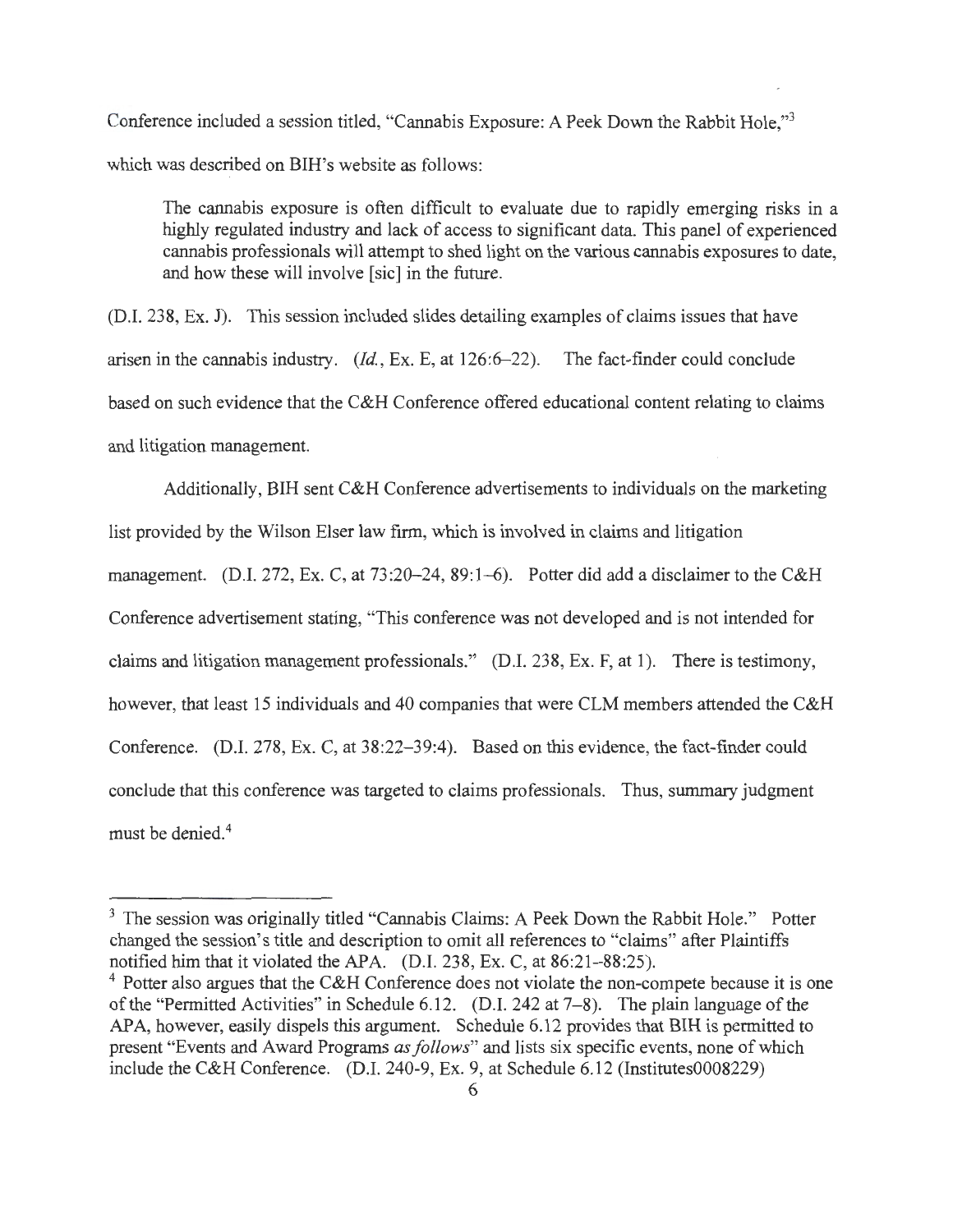Conference included a session titled, "Cannabis Exposure: A Peek Down the Rabbit Hole,"[3] which was described on BIH's website as follows:

> The cannabis exposure is often difficult to evaluate due to rapidly emerging risks in a highly regulated industry and lack of access to significant data. This panel of experienced cannabis professionals will attempt to shed light on the various cannabis exposures to date, and how these will involve [sic] in the future.

(D.I. 238, Ex. J). This session included slides detailing examples of claims issues that have arisen in the cannabis industry. (*Id.*, Ex. E, at 126:6–22). The fact-finder could conclude based on such evidence that the C&H Conference offered educational content relating to claims and litigation management.

Additionally, BIH sent C&H Conference advertisements to individuals on the marketing list provided by the Wilson Elser law firm, which is involved in claims and litigation management. (D.I. 272, Ex. C, at 73:20–24, 89:1–6). Potter did add a disclaimer to the C&H Conference advertisement stating, "This conference was not developed and is not intended for claims and litigation management professionals." (D.I. 238, Ex. F, at 1). There is testimony, however, that least 15 individuals and 40 companies that were CLM members attended the C&H Conference. (D.I. 278, Ex. C, at 38:22–39:4). Based on this evidence, the fact-finder could conclude that this conference was targeted to claims professionals. Thus, summary judgment must be denied.[4]

---

[3] The session was originally titled "Cannabis Claims: A Peek Down the Rabbit Hole." Potter changed the session's title and description to omit all references to "claims" after Plaintiffs notified him that it violated the APA. (D.I. 238, Ex. C, at 86:21–88:25).

[4] Potter also argues that the C&H Conference does not violate the non-compete because it is one of the "Permitted Activities" in Schedule 6.12. (D.I. 242 at 7–8). The plain language of the APA, however, easily dispels this argument. Schedule 6.12 provides that BIH is permitted to present "Events and Award Programs *as follows*" and lists six specific events, none of which include the C&H Conference. (D.I. 240-9, Ex. 9, at Schedule 6.12 (Institutes0008229)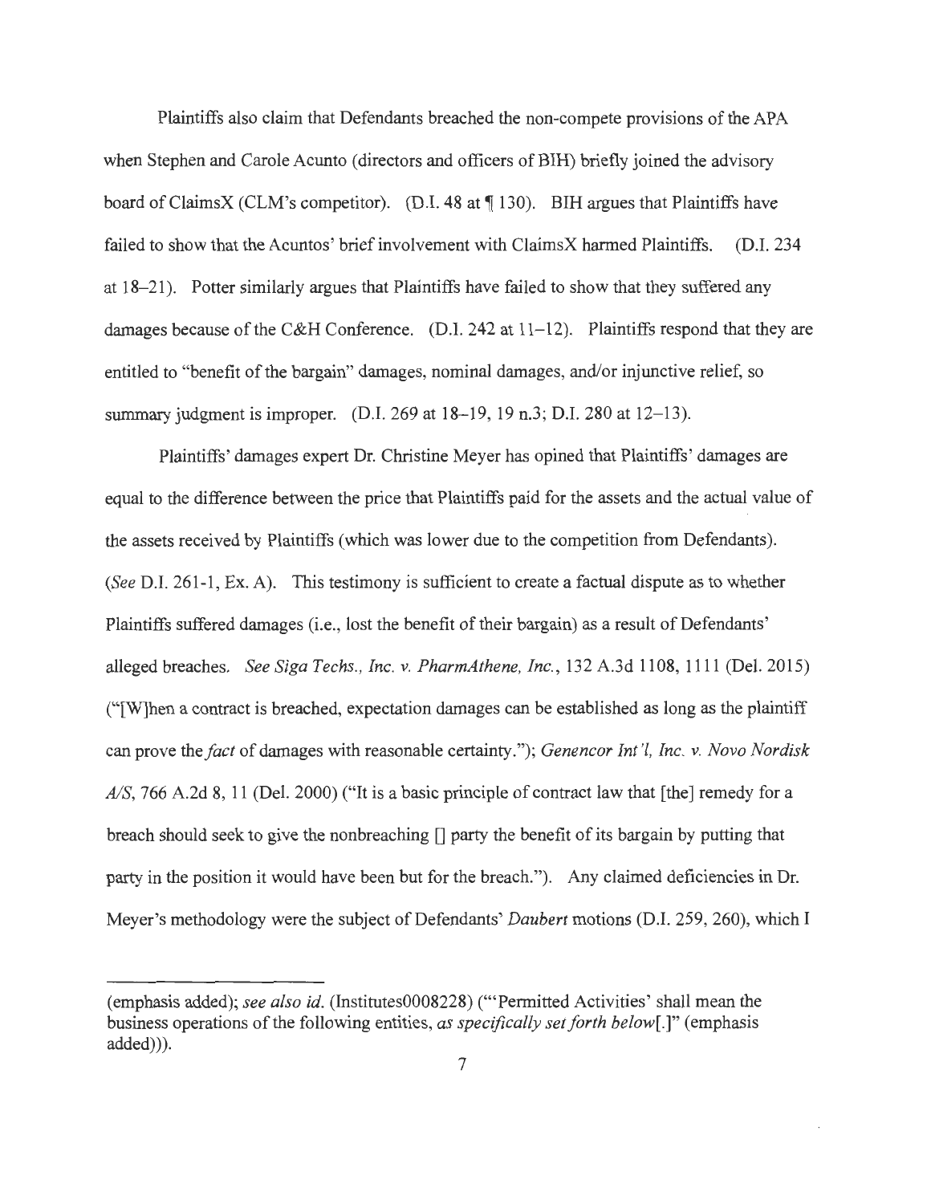Plaintiffs also claim that Defendants breached the non-compete provisions of the APA when Stephen and Carole Acunto (directors and officers of BIH) briefly joined the advisory board of ClaimsX (CLM's competitor). (D.I. 48 at ¶ 130). BIH argues that Plaintiffs have failed to show that the Acuntos' brief involvement with ClaimsX harmed Plaintiffs. (D.I. 234 at 18–21). Potter similarly argues that Plaintiffs have failed to show that they suffered any damages because of the C&H Conference. (D.I. 242 at 11–12). Plaintiffs respond that they are entitled to "benefit of the bargain" damages, nominal damages, and/or injunctive relief, so summary judgment is improper. (D.I. 269 at 18–19, 19 n.3; D.I. 280 at 12–13).

Plaintiffs' damages expert Dr. Christine Meyer has opined that Plaintiffs' damages are equal to the difference between the price that Plaintiffs paid for the assets and the actual value of the assets received by Plaintiffs (which was lower due to the competition from Defendants). (*See* D.I. 261-1, Ex. A). This testimony is sufficient to create a factual dispute as to whether Plaintiffs suffered damages (i.e., lost the benefit of their bargain) as a result of Defendants' alleged breaches. *See Siga Techs., Inc. v. PharmAthene, Inc.*, 132 A.3d 1108, 1111 (Del. 2015) ("[W]hen a contract is breached, expectation damages can be established as long as the plaintiff can prove the *fact* of damages with reasonable certainty."); *Genencor Int'l, Inc. v. Novo Nordisk A/S*, 766 A.2d 8, 11 (Del. 2000) ("It is a basic principle of contract law that [the] remedy for a breach should seek to give the nonbreaching [] party the benefit of its bargain by putting that party in the position it would have been but for the breach."). Any claimed deficiencies in Dr. Meyer's methodology were the subject of Defendants' *Daubert* motions (D.I. 259, 260), which I

---

(emphasis added); *see also id.* (Institutes0008228) ("'Permitted Activities' shall mean the business operations of the following entities, *as specifically set forth below*[.]" (emphasis added))).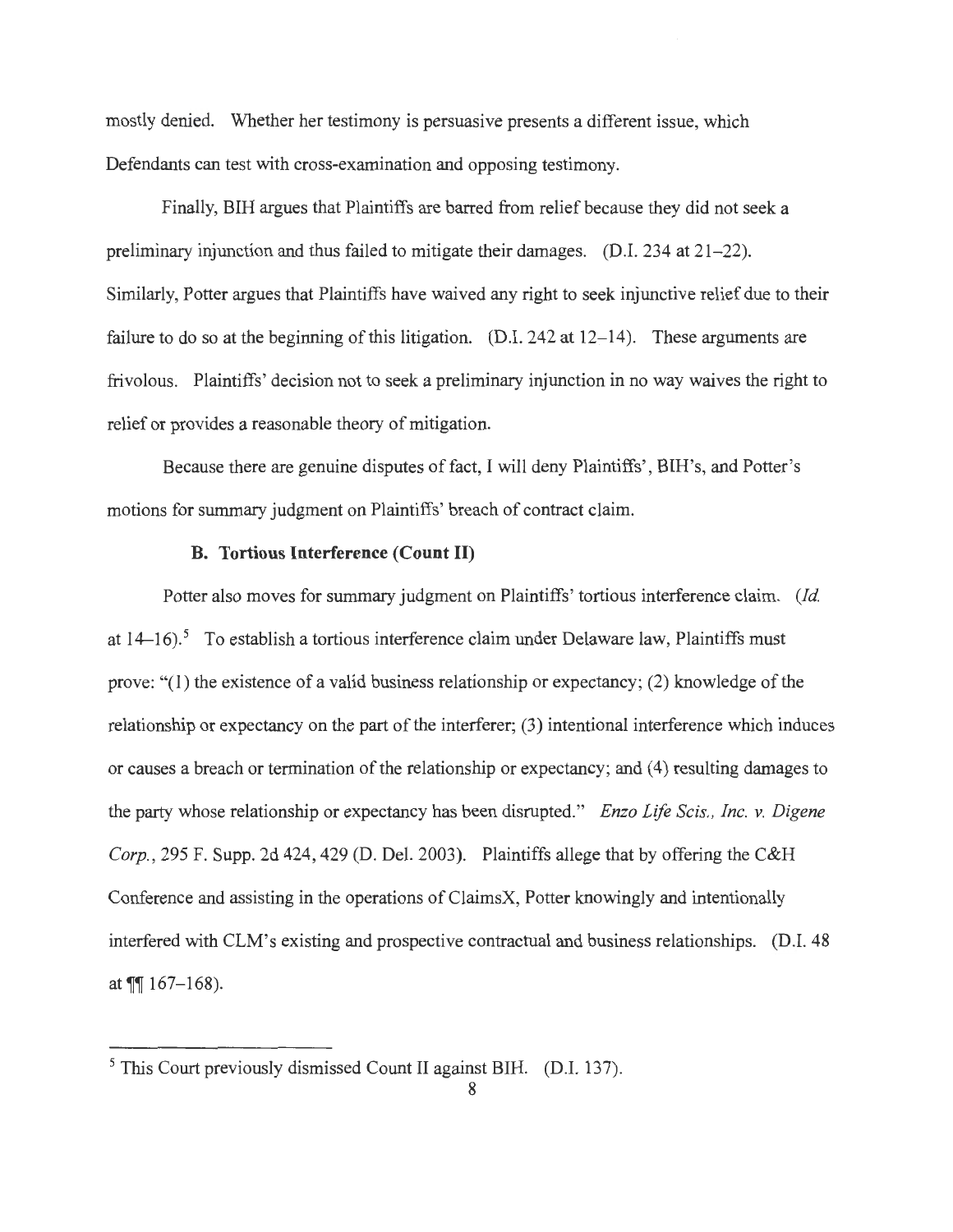mostly denied. Whether her testimony is persuasive presents a different issue, which Defendants can test with cross-examination and opposing testimony.

Finally, BIH argues that Plaintiffs are barred from relief because they did not seek a preliminary injunction and thus failed to mitigate their damages. (D.I. 234 at 21–22). Similarly, Potter argues that Plaintiffs have waived any right to seek injunctive relief due to their failure to do so at the beginning of this litigation. (D.I. 242 at 12–14). These arguments are frivolous. Plaintiffs' decision not to seek a preliminary injunction in no way waives the right to relief or provides a reasonable theory of mitigation.

Because there are genuine disputes of fact, I will deny Plaintiffs', BIH's, and Potter's motions for summary judgment on Plaintiffs' breach of contract claim.

### B. Tortious Interference (Count II)

Potter also moves for summary judgment on Plaintiffs' tortious interference claim. (*Id.* at 14–16).[5] To establish a tortious interference claim under Delaware law, Plaintiffs must prove: "(1) the existence of a valid business relationship or expectancy; (2) knowledge of the relationship or expectancy on the part of the interferer; (3) intentional interference which induces or causes a breach or termination of the relationship or expectancy; and (4) resulting damages to the party whose relationship or expectancy has been disrupted." *Enzo Life Scis., Inc. v. Digene Corp.*, 295 F. Supp. 2d 424, 429 (D. Del. 2003). Plaintiffs allege that by offering the C&H Conference and assisting in the operations of ClaimsX, Potter knowingly and intentionally interfered with CLM's existing and prospective contractual and business relationships. (D.I. 48 at ¶¶ 167–168).

---

[5] This Court previously dismissed Count II against BIH. (D.I. 137).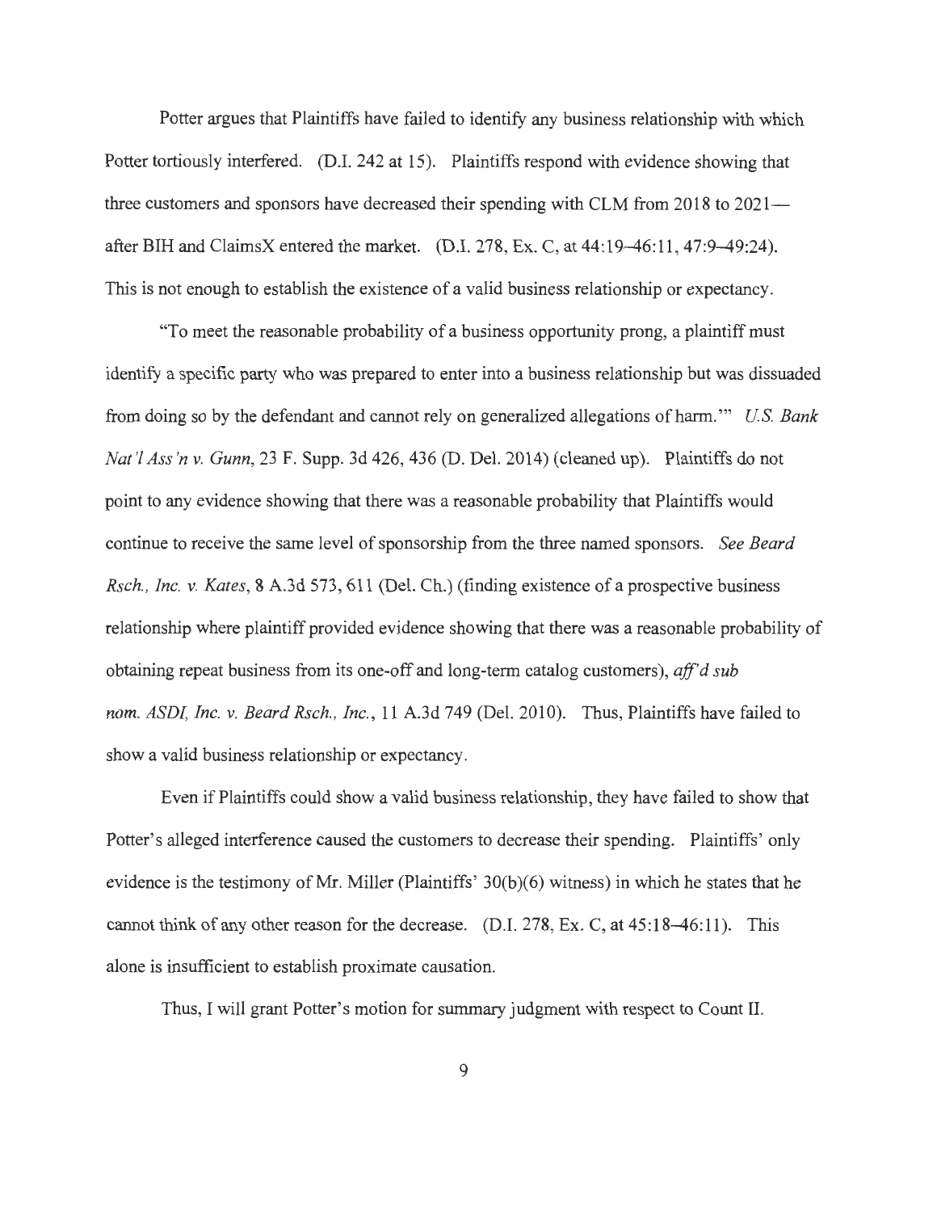Potter argues that Plaintiffs have failed to identify any business relationship with which Potter tortiously interfered. (D.I. 242 at 15). Plaintiffs respond with evidence showing that three customers and sponsors have decreased their spending with CLM from 2018 to 2021—after BIH and ClaimsX entered the market. (D.I. 278, Ex. C, at 44:19–46:11, 47:9–49:24). This is not enough to establish the existence of a valid business relationship or expectancy.

"To meet the reasonable probability of a business opportunity prong, a plaintiff must identify a specific party who was prepared to enter into a business relationship but was dissuaded from doing so by the defendant and cannot rely on generalized allegations of harm.'" *U.S. Bank Nat'l Ass'n v. Gunn*, 23 F. Supp. 3d 426, 436 (D. Del. 2014) (cleaned up). Plaintiffs do not point to any evidence showing that there was a reasonable probability that Plaintiffs would continue to receive the same level of sponsorship from the three named sponsors. *See Beard Rsch., Inc. v. Kates*, 8 A.3d 573, 611 (Del. Ch.) (finding existence of a prospective business relationship where plaintiff provided evidence showing that there was a reasonable probability of obtaining repeat business from its one-off and long-term catalog customers), *aff'd sub nom. ASDI, Inc. v. Beard Rsch., Inc.*, 11 A.3d 749 (Del. 2010). Thus, Plaintiffs have failed to show a valid business relationship or expectancy.

Even if Plaintiffs could show a valid business relationship, they have failed to show that Potter's alleged interference caused the customers to decrease their spending. Plaintiffs' only evidence is the testimony of Mr. Miller (Plaintiffs' 30(b)(6) witness) in which he states that he cannot think of any other reason for the decrease. (D.I. 278, Ex. C, at 45:18–46:11). This alone is insufficient to establish proximate causation.

Thus, I will grant Potter's motion for summary judgment with respect to Count II.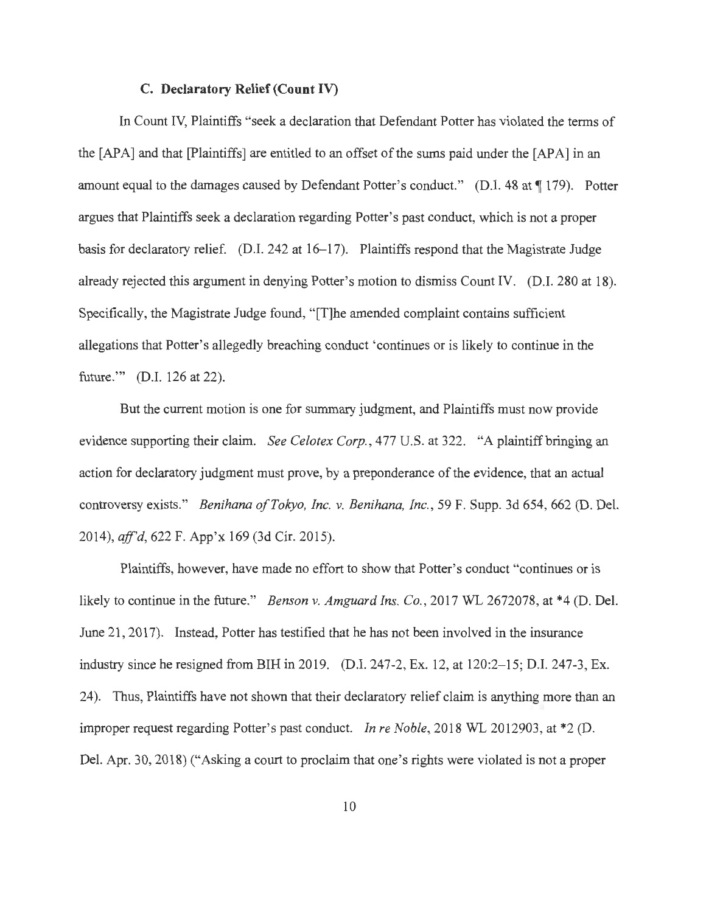### C. Declaratory Relief (Count IV)

In Count IV, Plaintiffs "seek a declaration that Defendant Potter has violated the terms of the [APA] and that [Plaintiffs] are entitled to an offset of the sums paid under the [APA] in an amount equal to the damages caused by Defendant Potter's conduct." (D.I. 48 at ¶ 179). Potter argues that Plaintiffs seek a declaration regarding Potter's past conduct, which is not a proper basis for declaratory relief. (D.I. 242 at 16–17). Plaintiffs respond that the Magistrate Judge already rejected this argument in denying Potter's motion to dismiss Count IV. (D.I. 280 at 18). Specifically, the Magistrate Judge found, "[T]he amended complaint contains sufficient allegations that Potter's allegedly breaching conduct 'continues or is likely to continue in the future.'" (D.I. 126 at 22).

But the current motion is one for summary judgment, and Plaintiffs must now provide evidence supporting their claim. *See Celotex Corp.*, 477 U.S. at 322. "A plaintiff bringing an action for declaratory judgment must prove, by a preponderance of the evidence, that an actual controversy exists." *Benihana of Tokyo, Inc. v. Benihana, Inc.*, 59 F. Supp. 3d 654, 662 (D. Del. 2014), *aff'd*, 622 F. App'x 169 (3d Cir. 2015).

Plaintiffs, however, have made no effort to show that Potter's conduct "continues or is likely to continue in the future." *Benson v. Amguard Ins. Co.*, 2017 WL 2672078, at *4 (D. Del. June 21, 2017). Instead, Potter has testified that he has not been involved in the insurance industry since he resigned from BIH in 2019. (D.I. 247-2, Ex. 12, at 120:2–15; D.I. 247-3, Ex. 24). Thus, Plaintiffs have not shown that their declaratory relief claim is anything more than an improper request regarding Potter's past conduct. *In re Noble*, 2018 WL 2012903, at *2 (D. Del. Apr. 30, 2018) ("Asking a court to proclaim that one's rights were violated is not a proper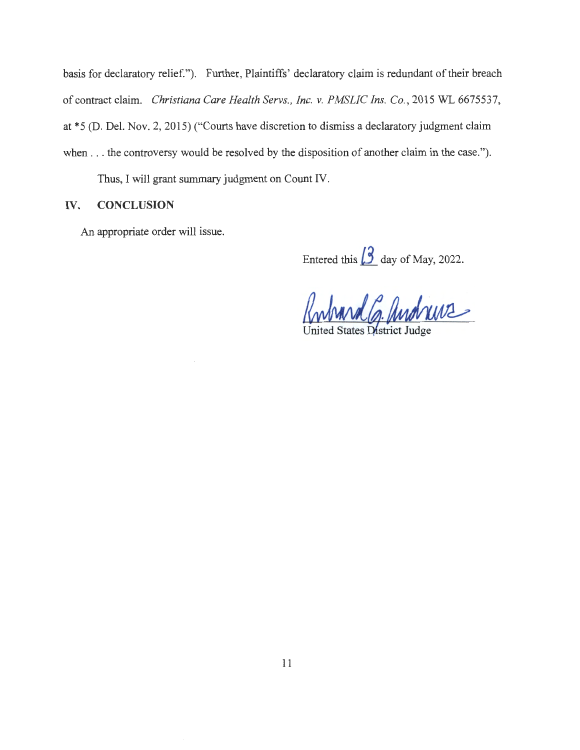basis for declaratory relief."). Further, Plaintiffs' declaratory claim is redundant of their breach of contract claim. *Christiana Care Health Servs., Inc. v. PMSLIC Ins. Co.*, 2015 WL 6675537, at *5 (D. Del. Nov. 2, 2015) ("Courts have discretion to dismiss a declaratory judgment claim when . . . the controversy would be resolved by the disposition of another claim in the case.").

Thus, I will grant summary judgment on Count IV.

## IV. CONCLUSION

An appropriate order will issue.

Entered this 13 day of May, 2022.

United States District Judge